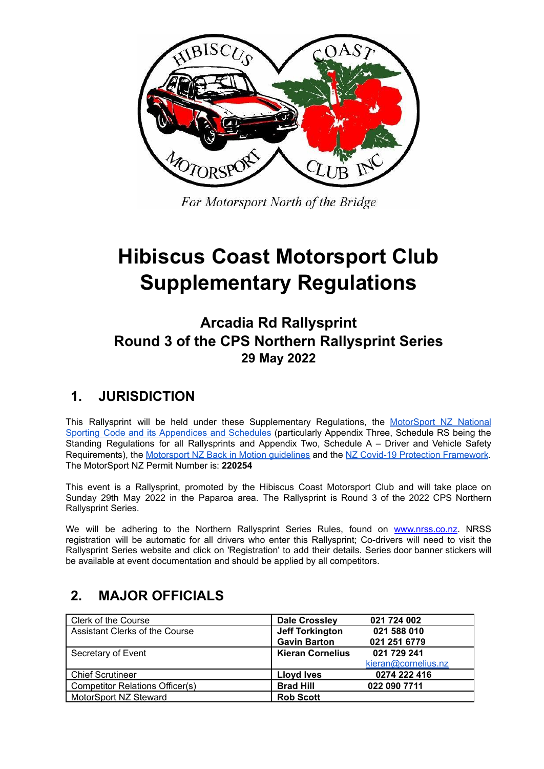For Motorsport North of the Bridge

# Hibiscus Coast Motorsport Club Supplementary Regulations

## Arcadia Rd Rallysprint
## Round 3 of the CPS Northern Rallysprint Series
## 29 May 2022

## 1. JURISDICTION

This Rallysprint will be held under these Supplementary Regulations, the MotorSport NZ National Sporting Code and its Appendices and Schedules (particularly Appendix Three, Schedule RS being the Standing Regulations for all Rallysprints and Appendix Two, Schedule A – Driver and Vehicle Safety Requirements), the Motorsport NZ Back in Motion guidelines and the NZ Covid-19 Protection Framework. The MotorSport NZ Permit Number is: **220254**

This event is a Rallysprint, promoted by the Hibiscus Coast Motorsport Club and will take place on Sunday 29th May 2022 in the Paparoa area. The Rallysprint is Round 3 of the 2022 CPS Northern Rallysprint Series.

We will be adhering to the Northern Rallysprint Series Rules, found on www.nrss.co.nz. NRSS registration will be automatic for all drivers who enter this Rallysprint; Co-drivers will need to visit the Rallysprint Series website and click on 'Registration' to add their details. Series door banner stickers will be available at event documentation and should be applied by all competitors.

## 2. MAJOR OFFICIALS

| Role | Name | Contact |
|---|---|---|
| Clerk of the Course | **Dale Crossley** | **021 724 002** |
| Assistant Clerks of the Course | **Jeff Torkington**<br>**Gavin Barton** | **021 588 010**<br>**021 251 6779** |
| Secretary of Event | **Kieran Cornelius** | **021 729 241**<br>kieran@cornelius.nz |
| Chief Scrutineer | **Lloyd Ives** | **0274 222 416** |
| Competitor Relations Officer(s) | **Brad Hill** | **022 090 7711** |
| MotorSport NZ Steward | **Rob Scott** | |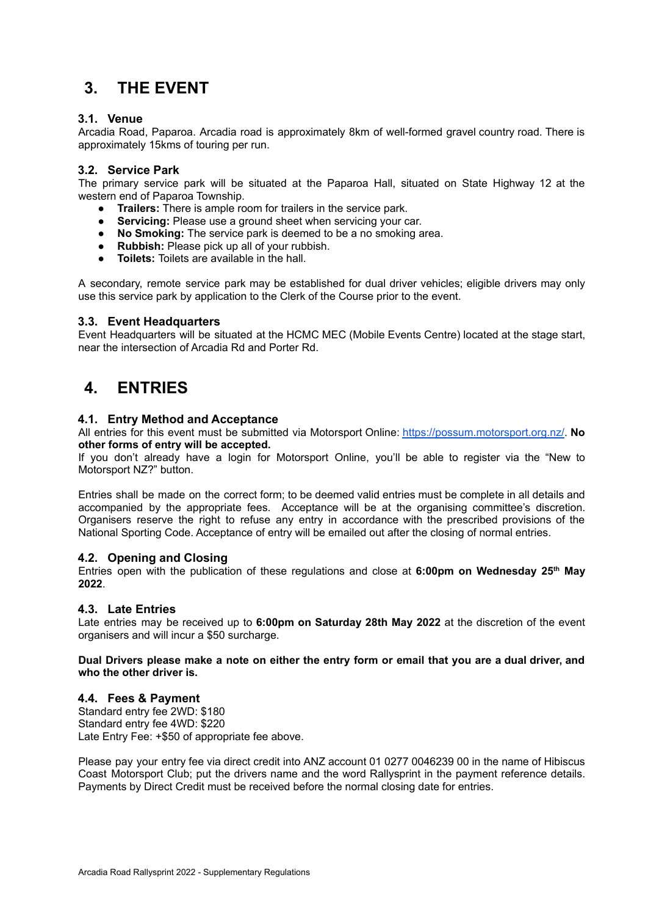# 3. THE EVENT

### 3.1. Venue

Arcadia Road, Paparoa. Arcadia road is approximately 8km of well-formed gravel country road. There is approximately 15kms of touring per run.

### 3.2. Service Park

The primary service park will be situated at the Paparoa Hall, situated on State Highway 12 at the western end of Paparoa Township.

- **Trailers:** There is ample room for trailers in the service park.
- **Servicing:** Please use a ground sheet when servicing your car.
- **No Smoking:** The service park is deemed to be a no smoking area.
- **Rubbish:** Please pick up all of your rubbish.
- **Toilets:** Toilets are available in the hall.

A secondary, remote service park may be established for dual driver vehicles; eligible drivers may only use this service park by application to the Clerk of the Course prior to the event.

### 3.3. Event Headquarters

Event Headquarters will be situated at the HCMC MEC (Mobile Events Centre) located at the stage start, near the intersection of Arcadia Rd and Porter Rd.

# 4. ENTRIES

### 4.1. Entry Method and Acceptance

All entries for this event must be submitted via Motorsport Online: https://possum.motorsport.org.nz/. **No other forms of entry will be accepted.**
If you don't already have a login for Motorsport Online, you'll be able to register via the "New to Motorsport NZ?" button.

Entries shall be made on the correct form; to be deemed valid entries must be complete in all details and accompanied by the appropriate fees. Acceptance will be at the organising committee's discretion. Organisers reserve the right to refuse any entry in accordance with the prescribed provisions of the National Sporting Code. Acceptance of entry will be emailed out after the closing of normal entries.

### 4.2. Opening and Closing

Entries open with the publication of these regulations and close at **6:00pm on Wednesday 25th May 2022**.

### 4.3. Late Entries

Late entries may be received up to **6:00pm on Saturday 28th May 2022** at the discretion of the event organisers and will incur a $50 surcharge.

**Dual Drivers please make a note on either the entry form or email that you are a dual driver, and who the other driver is.**

### 4.4. Fees & Payment

Standard entry fee 2WD: $180
Standard entry fee 4WD: $220
Late Entry Fee: +$50 of appropriate fee above.

Please pay your entry fee via direct credit into ANZ account 01 0277 0046239 00 in the name of Hibiscus Coast Motorsport Club; put the drivers name and the word Rallysprint in the payment reference details. Payments by Direct Credit must be received before the normal closing date for entries.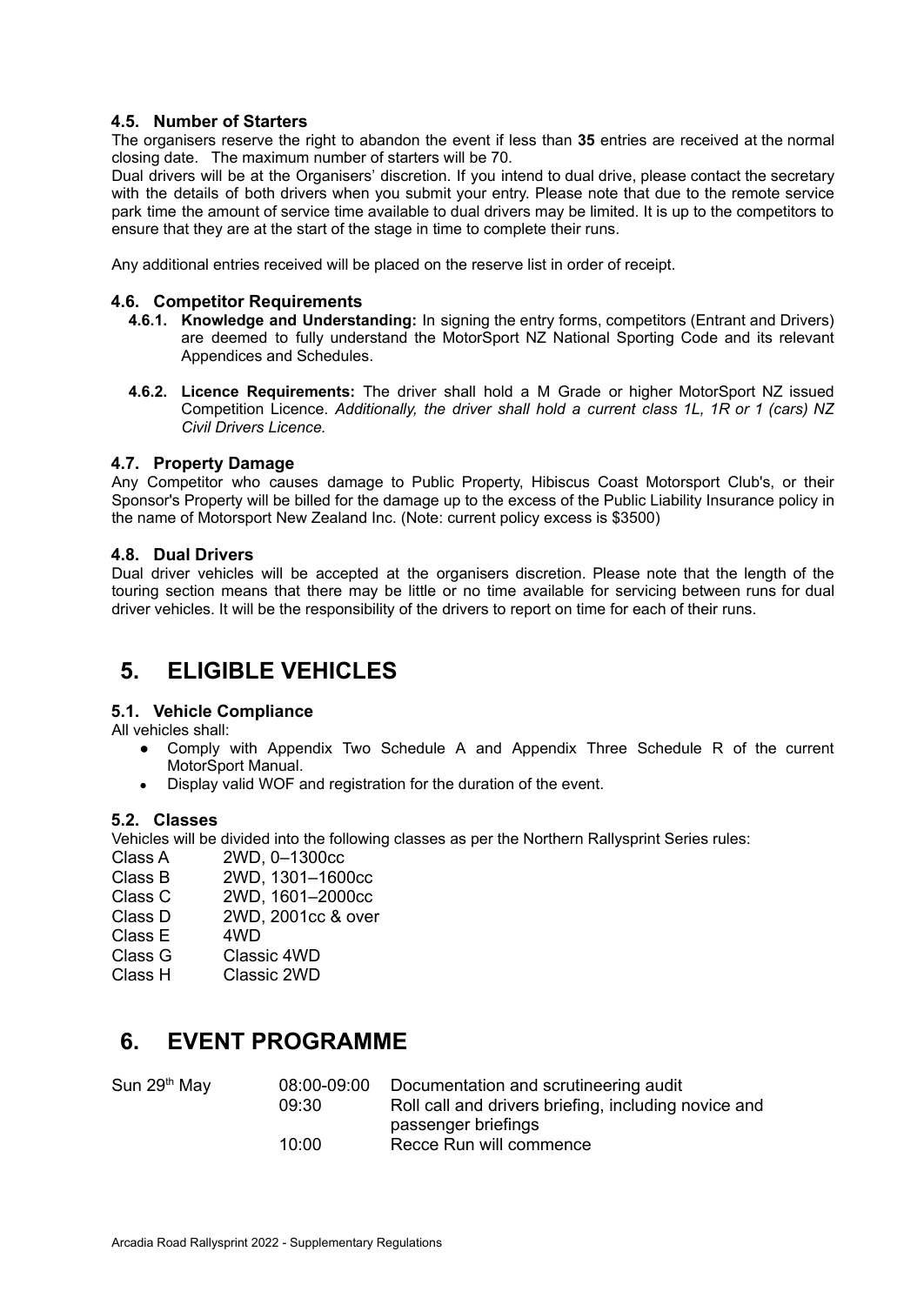### 4.5. Number of Starters

The organisers reserve the right to abandon the event if less than **35** entries are received at the normal closing date. The maximum number of starters will be 70.

Dual drivers will be at the Organisers' discretion. If you intend to dual drive, please contact the secretary with the details of both drivers when you submit your entry. Please note that due to the remote service park time the amount of service time available to dual drivers may be limited. It is up to the competitors to ensure that they are at the start of the stage in time to complete their runs.

Any additional entries received will be placed on the reserve list in order of receipt.

### 4.6. Competitor Requirements

- **4.6.1. Knowledge and Understanding:** In signing the entry forms, competitors (Entrant and Drivers) are deemed to fully understand the MotorSport NZ National Sporting Code and its relevant Appendices and Schedules.
- **4.6.2. Licence Requirements:** The driver shall hold a M Grade or higher MotorSport NZ issued Competition Licence. *Additionally, the driver shall hold a current class 1L, 1R or 1 (cars) NZ Civil Drivers Licence.*

### 4.7. Property Damage

Any Competitor who causes damage to Public Property, Hibiscus Coast Motorsport Club's, or their Sponsor's Property will be billed for the damage up to the excess of the Public Liability Insurance policy in the name of Motorsport New Zealand Inc. (Note: current policy excess is $3500)

### 4.8. Dual Drivers

Dual driver vehicles will be accepted at the organisers discretion. Please note that the length of the touring section means that there may be little or no time available for servicing between runs for dual driver vehicles. It will be the responsibility of the drivers to report on time for each of their runs.

## 5. ELIGIBLE VEHICLES

### 5.1. Vehicle Compliance

All vehicles shall:

- Comply with Appendix Two Schedule A and Appendix Three Schedule R of the current MotorSport Manual.
- Display valid WOF and registration for the duration of the event.

### 5.2. Classes

Vehicles will be divided into the following classes as per the Northern Rallysprint Series rules:

| | |
|---|---|
| Class A | 2WD, 0–1300cc |
| Class B | 2WD, 1301–1600cc |
| Class C | 2WD, 1601–2000cc |
| Class D | 2WD, 2001cc & over |
| Class E | 4WD |
| Class G | Classic 4WD |
| Class H | Classic 2WD |

## 6. EVENT PROGRAMME

| | | |
|---|---|---|
| Sun 29th May | 08:00-09:00 | Documentation and scrutineering audit |
| | 09:30 | Roll call and drivers briefing, including novice and passenger briefings |
| | 10:00 | Recce Run will commence |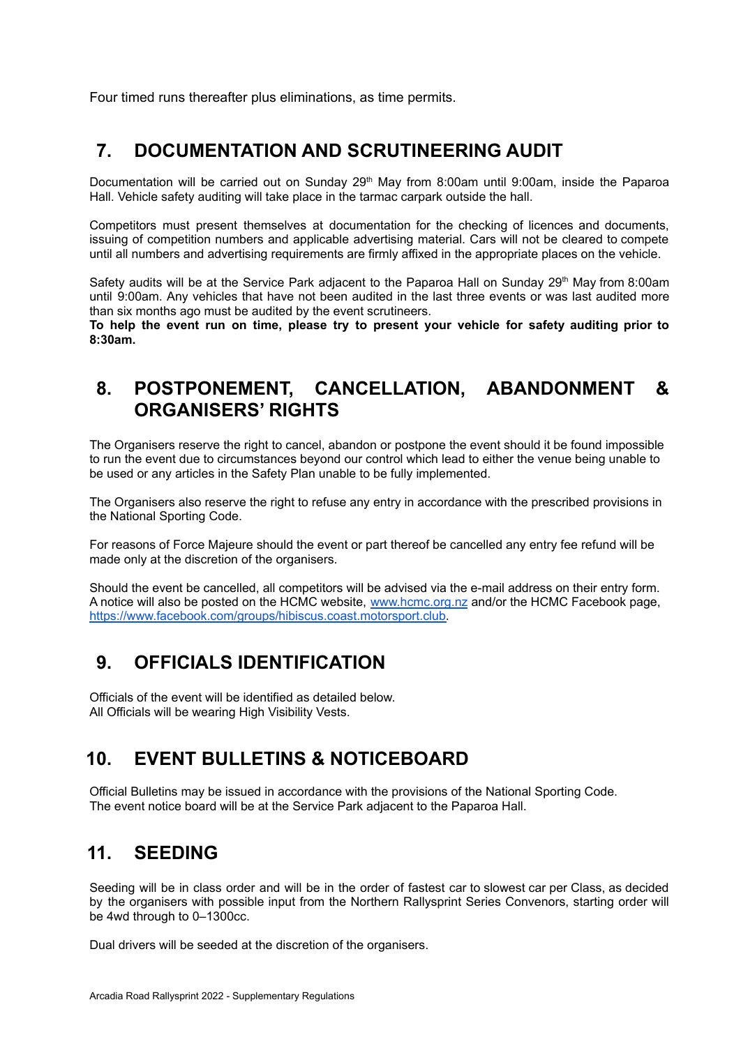Four timed runs thereafter plus eliminations, as time permits.

## 7. DOCUMENTATION AND SCRUTINEERING AUDIT

Documentation will be carried out on Sunday 29th May from 8:00am until 9:00am, inside the Paparoa Hall. Vehicle safety auditing will take place in the tarmac carpark outside the hall.

Competitors must present themselves at documentation for the checking of licences and documents, issuing of competition numbers and applicable advertising material. Cars will not be cleared to compete until all numbers and advertising requirements are firmly affixed in the appropriate places on the vehicle.

Safety audits will be at the Service Park adjacent to the Paparoa Hall on Sunday 29th May from 8:00am until 9:00am. Any vehicles that have not been audited in the last three events or was last audited more than six months ago must be audited by the event scrutineers.
**To help the event run on time, please try to present your vehicle for safety auditing prior to 8:30am.**

## 8. POSTPONEMENT, CANCELLATION, ABANDONMENT & ORGANISERS' RIGHTS

The Organisers reserve the right to cancel, abandon or postpone the event should it be found impossible to run the event due to circumstances beyond our control which lead to either the venue being unable to be used or any articles in the Safety Plan unable to be fully implemented.

The Organisers also reserve the right to refuse any entry in accordance with the prescribed provisions in the National Sporting Code.

For reasons of Force Majeure should the event or part thereof be cancelled any entry fee refund will be made only at the discretion of the organisers.

Should the event be cancelled, all competitors will be advised via the e-mail address on their entry form. A notice will also be posted on the HCMC website, www.hcmc.org.nz and/or the HCMC Facebook page, https://www.facebook.com/groups/hibiscus.coast.motorsport.club.

## 9. OFFICIALS IDENTIFICATION

Officials of the event will be identified as detailed below.
All Officials will be wearing High Visibility Vests.

## 10. EVENT BULLETINS & NOTICEBOARD

Official Bulletins may be issued in accordance with the provisions of the National Sporting Code.
The event notice board will be at the Service Park adjacent to the Paparoa Hall.

## 11. SEEDING

Seeding will be in class order and will be in the order of fastest car to slowest car per Class, as decided by the organisers with possible input from the Northern Rallysprint Series Convenors, starting order will be 4wd through to 0–1300cc.

Dual drivers will be seeded at the discretion of the organisers.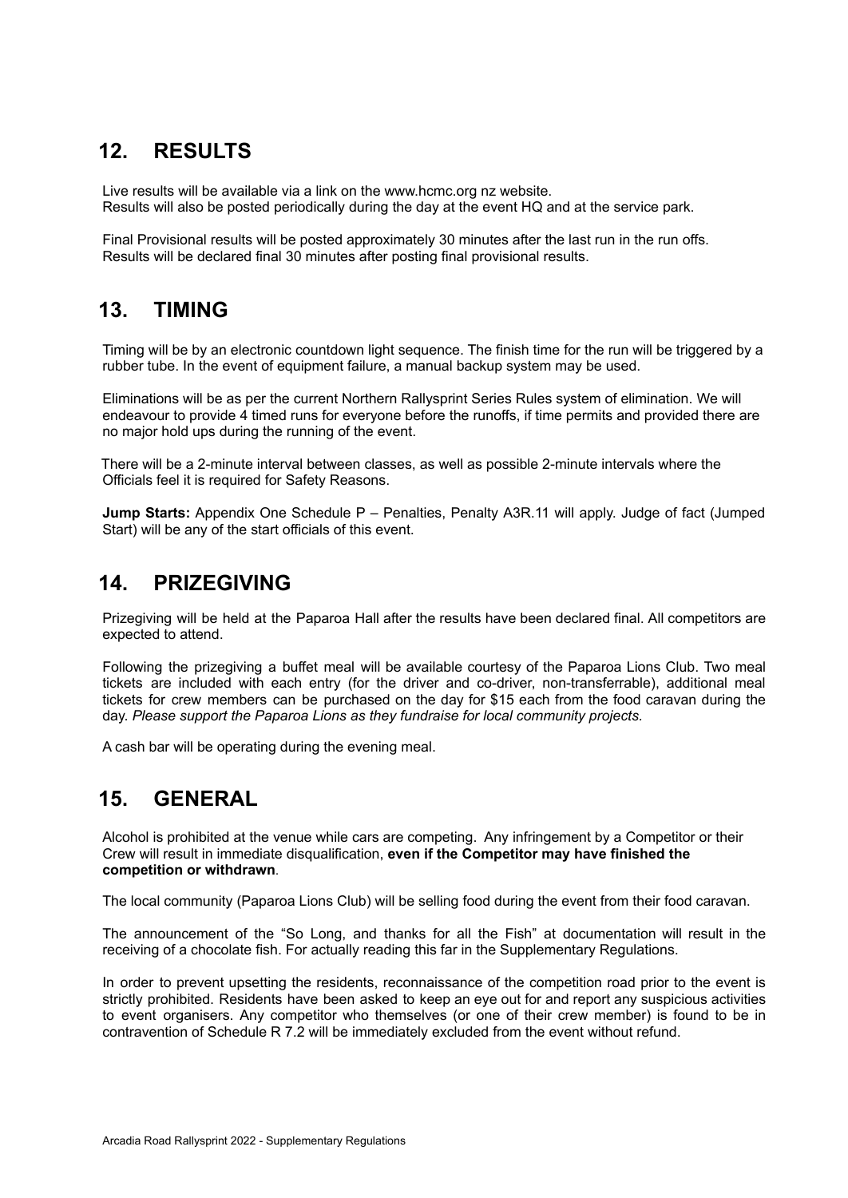## 12. RESULTS

Live results will be available via a link on the www.hcmc.org nz website.
Results will also be posted periodically during the day at the event HQ and at the service park.

Final Provisional results will be posted approximately 30 minutes after the last run in the run offs.
Results will be declared final 30 minutes after posting final provisional results.

## 13. TIMING

Timing will be by an electronic countdown light sequence. The finish time for the run will be triggered by a rubber tube. In the event of equipment failure, a manual backup system may be used.

Eliminations will be as per the current Northern Rallysprint Series Rules system of elimination. We will endeavour to provide 4 timed runs for everyone before the runoffs, if time permits and provided there are no major hold ups during the running of the event.

There will be a 2-minute interval between classes, as well as possible 2-minute intervals where the Officials feel it is required for Safety Reasons.

**Jump Starts:** Appendix One Schedule P – Penalties, Penalty A3R.11 will apply. Judge of fact (Jumped Start) will be any of the start officials of this event.

## 14. PRIZEGIVING

Prizegiving will be held at the Paparoa Hall after the results have been declared final. All competitors are expected to attend.

Following the prizegiving a buffet meal will be available courtesy of the Paparoa Lions Club. Two meal tickets are included with each entry (for the driver and co-driver, non-transferrable), additional meal tickets for crew members can be purchased on the day for $15 each from the food caravan during the day. *Please support the Paparoa Lions as they fundraise for local community projects.*

A cash bar will be operating during the evening meal.

## 15. GENERAL

Alcohol is prohibited at the venue while cars are competing. Any infringement by a Competitor or their Crew will result in immediate disqualification, **even if the Competitor may have finished the competition or withdrawn**.

The local community (Paparoa Lions Club) will be selling food during the event from their food caravan.

The announcement of the "So Long, and thanks for all the Fish" at documentation will result in the receiving of a chocolate fish. For actually reading this far in the Supplementary Regulations.

In order to prevent upsetting the residents, reconnaissance of the competition road prior to the event is strictly prohibited. Residents have been asked to keep an eye out for and report any suspicious activities to event organisers. Any competitor who themselves (or one of their crew member) is found to be in contravention of Schedule R 7.2 will be immediately excluded from the event without refund.